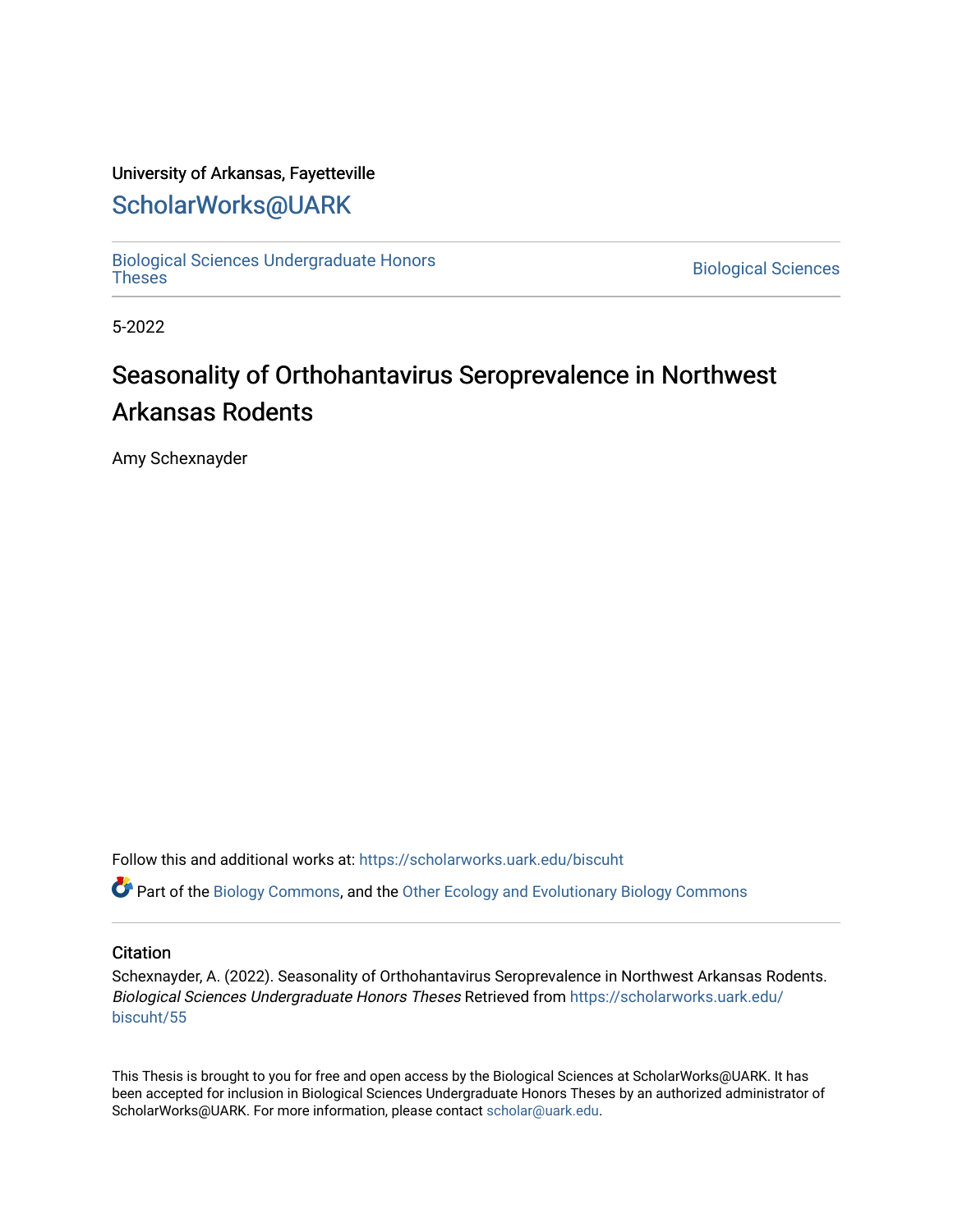University of Arkansas, Fayetteville

# ScholarWorks@UARK

Biological Sciences Undergraduate Honors Theses | Biological Sciences

5-2022

# Seasonality of Orthohantavirus Seroprevalence in Northwest Arkansas Rodents

Amy Schexnayder

Follow this and additional works at: https://scholarworks.uark.edu/biscuht

Part of the Biology Commons, and the Other Ecology and Evolutionary Biology Commons

## Citation

Schexnayder, A. (2022). Seasonality of Orthohantavirus Seroprevalence in Northwest Arkansas Rodents. *Biological Sciences Undergraduate Honors Theses* Retrieved from https://scholarworks.uark.edu/biscuht/55

This Thesis is brought to you for free and open access by the Biological Sciences at ScholarWorks@UARK. It has been accepted for inclusion in Biological Sciences Undergraduate Honors Theses by an authorized administrator of ScholarWorks@UARK. For more information, please contact scholar@uark.edu.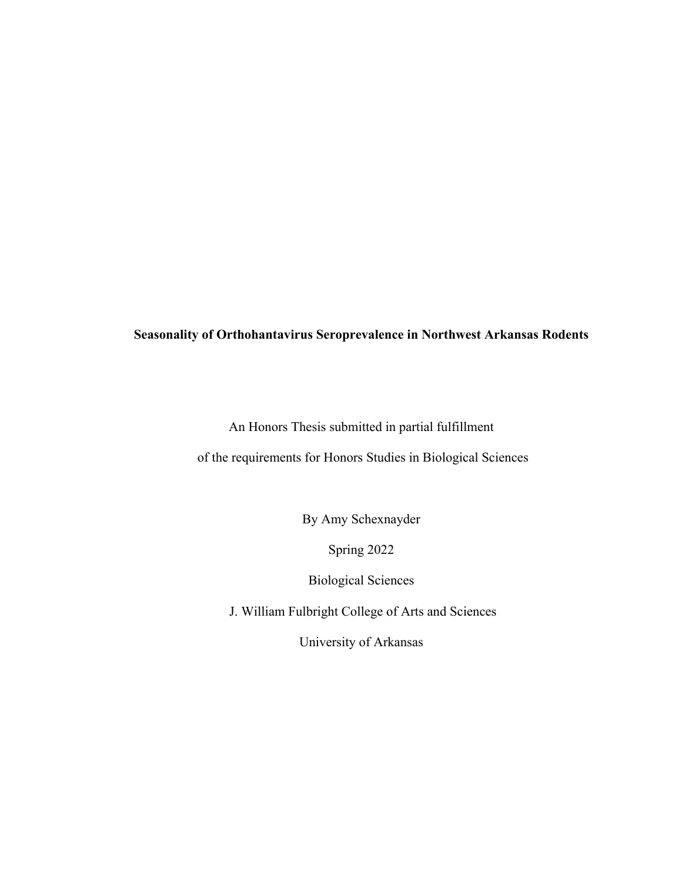**Seasonality of Orthohantavirus Seroprevalence in Northwest Arkansas Rodents**

An Honors Thesis submitted in partial fulfillment

of the requirements for Honors Studies in Biological Sciences

By Amy Schexnayder

Spring 2022

Biological Sciences

J. William Fulbright College of Arts and Sciences

University of Arkansas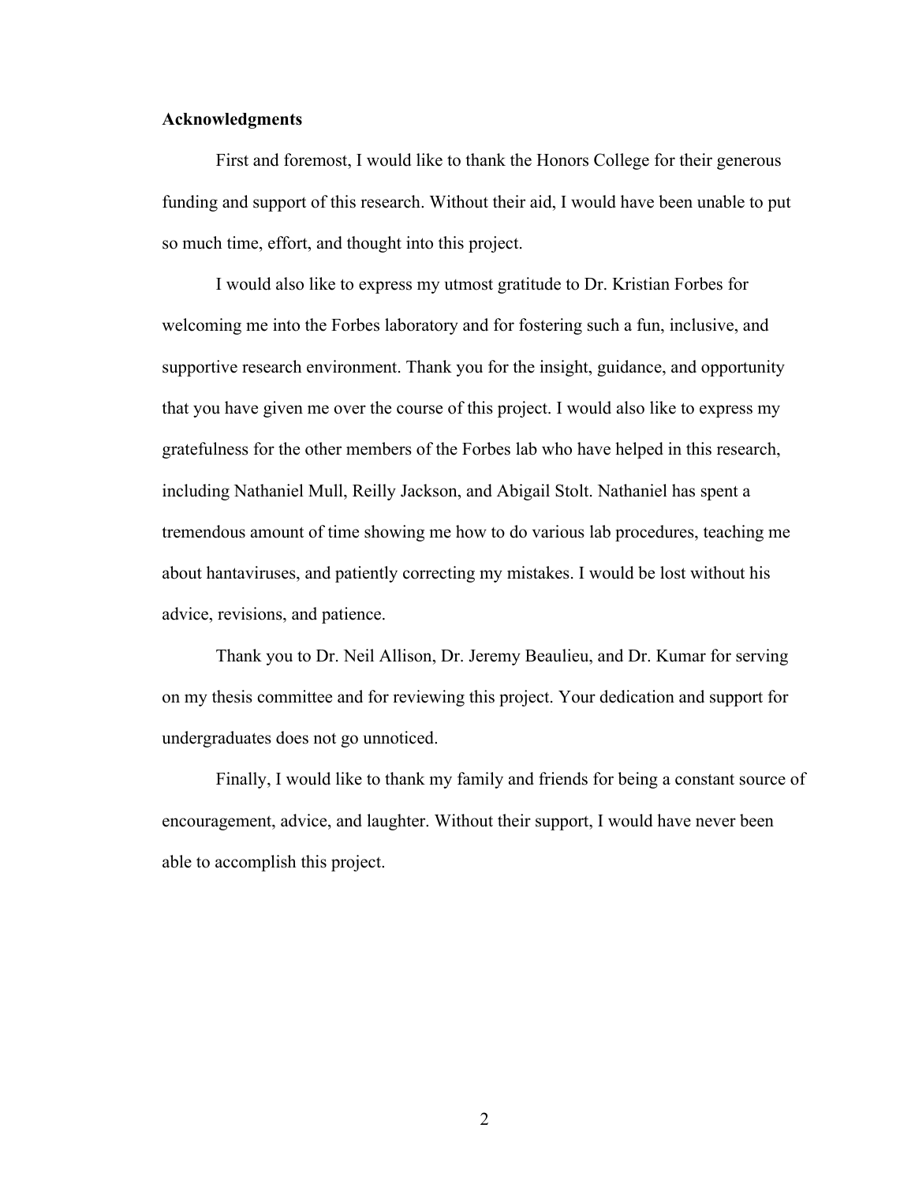**Acknowledgments**

First and foremost, I would like to thank the Honors College for their generous funding and support of this research. Without their aid, I would have been unable to put so much time, effort, and thought into this project.

I would also like to express my utmost gratitude to Dr. Kristian Forbes for welcoming me into the Forbes laboratory and for fostering such a fun, inclusive, and supportive research environment. Thank you for the insight, guidance, and opportunity that you have given me over the course of this project. I would also like to express my gratefulness for the other members of the Forbes lab who have helped in this research, including Nathaniel Mull, Reilly Jackson, and Abigail Stolt. Nathaniel has spent a tremendous amount of time showing me how to do various lab procedures, teaching me about hantaviruses, and patiently correcting my mistakes. I would be lost without his advice, revisions, and patience.

Thank you to Dr. Neil Allison, Dr. Jeremy Beaulieu, and Dr. Kumar for serving on my thesis committee and for reviewing this project. Your dedication and support for undergraduates does not go unnoticed.

Finally, I would like to thank my family and friends for being a constant source of encouragement, advice, and laughter. Without their support, I would have never been able to accomplish this project.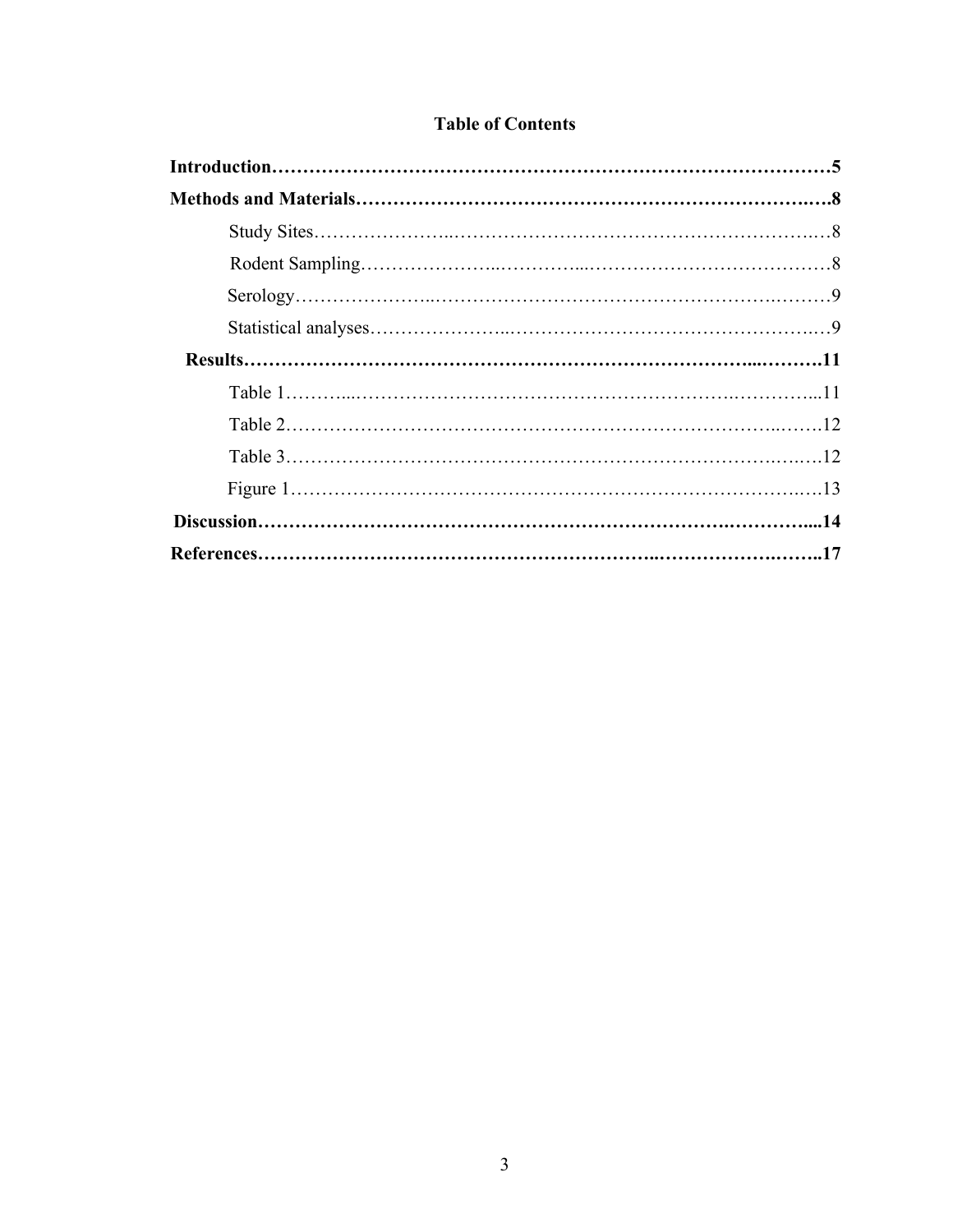## Table of Contents

**Introduction……………………………………………………………………………………5**

**Methods and Materials……………………………………………………………………….8**

Study Sites……………………………………………………………………………………8

Rodent Sampling………………………………………………………………………………8

Serology………………………………………………………………………………………9

Statistical analyses……………………………………………………………………………9

**Results…………………………………………………………………………………………11**

Table 1…………………………………………………………………………………………11

Table 2…………………………………………………………………………………………12

Table 3…………………………………………………………………………………………12

Figure 1………………………………………………………………………………………13

**Discussion……………………………………………………………………………………14**

**References……………………………………………………………………………………17**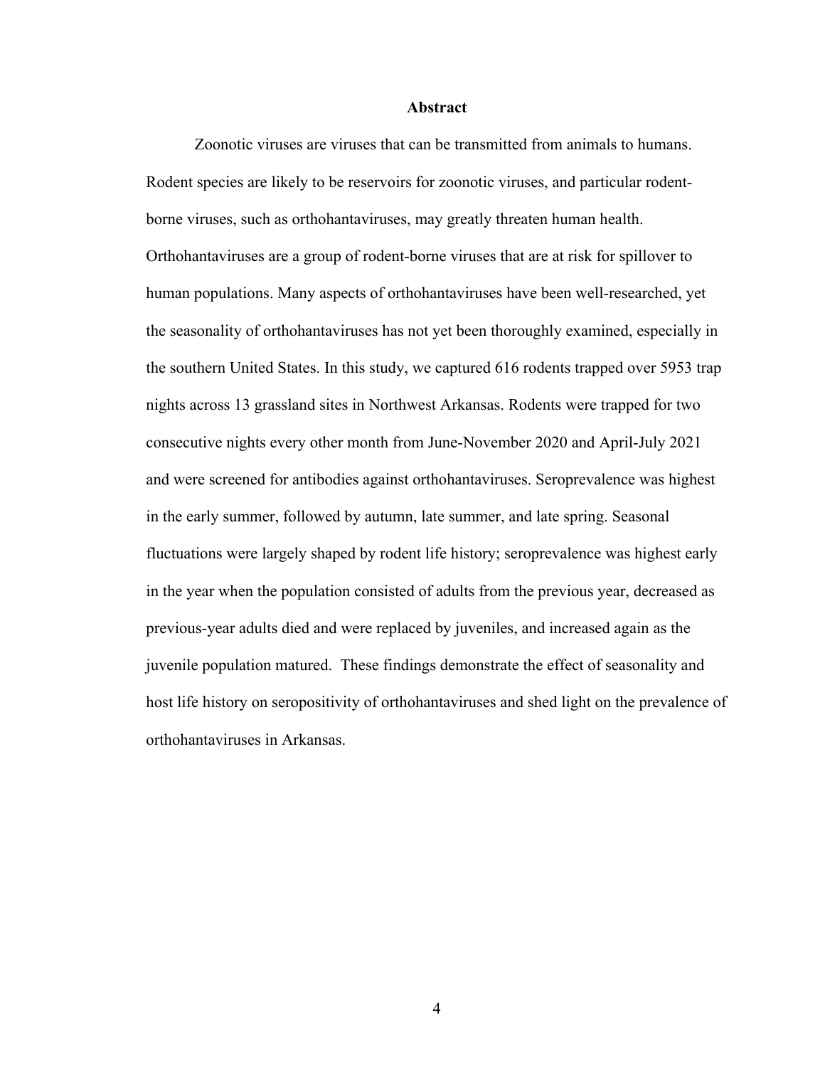# Abstract

Zoonotic viruses are viruses that can be transmitted from animals to humans. Rodent species are likely to be reservoirs for zoonotic viruses, and particular rodent-borne viruses, such as orthohantaviruses, may greatly threaten human health. Orthohantaviruses are a group of rodent-borne viruses that are at risk for spillover to human populations. Many aspects of orthohantaviruses have been well-researched, yet the seasonality of orthohantaviruses has not yet been thoroughly examined, especially in the southern United States. In this study, we captured 616 rodents trapped over 5953 trap nights across 13 grassland sites in Northwest Arkansas. Rodents were trapped for two consecutive nights every other month from June-November 2020 and April-July 2021 and were screened for antibodies against orthohantaviruses. Seroprevalence was highest in the early summer, followed by autumn, late summer, and late spring. Seasonal fluctuations were largely shaped by rodent life history; seroprevalence was highest early in the year when the population consisted of adults from the previous year, decreased as previous-year adults died and were replaced by juveniles, and increased again as the juvenile population matured. These findings demonstrate the effect of seasonality and host life history on seropositivity of orthohantaviruses and shed light on the prevalence of orthohantaviruses in Arkansas.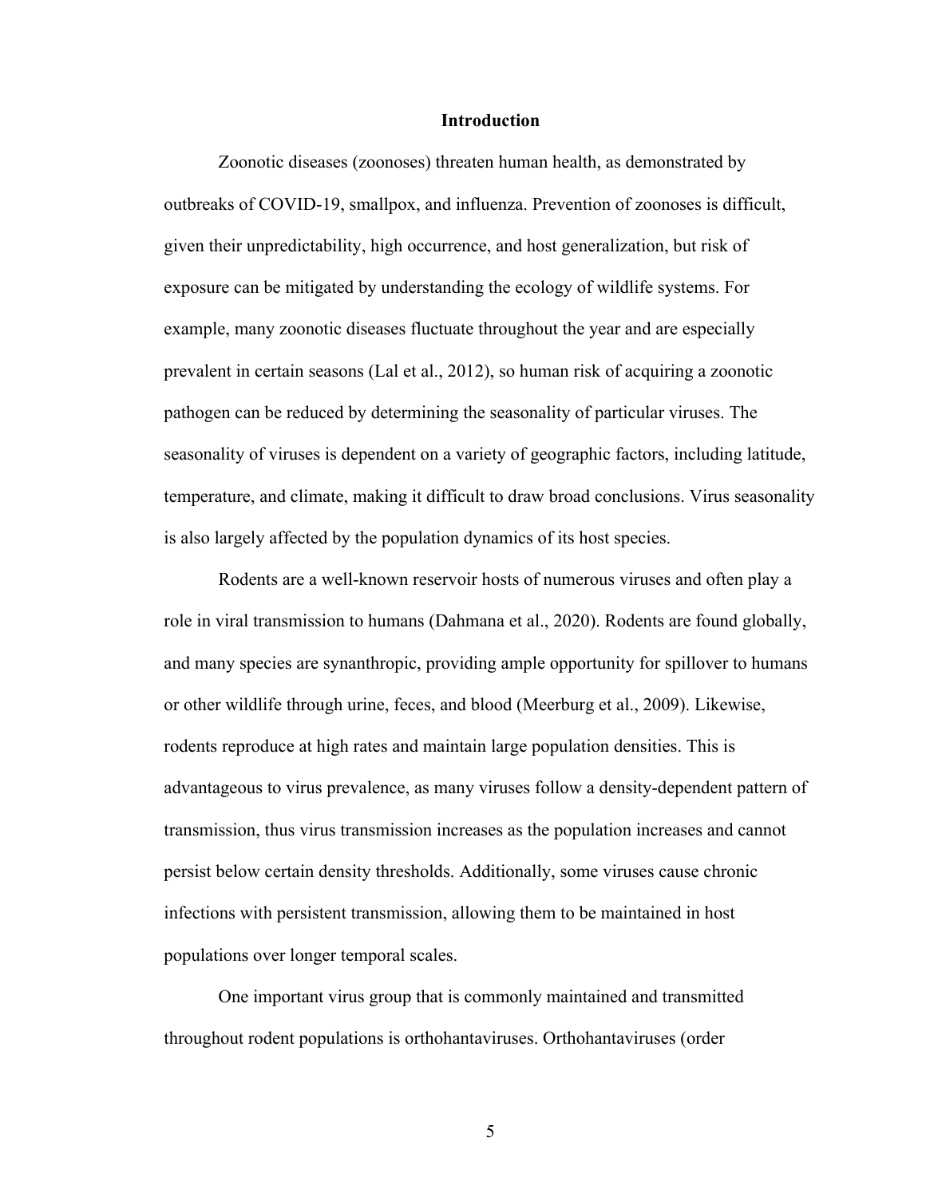# Introduction

Zoonotic diseases (zoonoses) threaten human health, as demonstrated by outbreaks of COVID-19, smallpox, and influenza. Prevention of zoonoses is difficult, given their unpredictability, high occurrence, and host generalization, but risk of exposure can be mitigated by understanding the ecology of wildlife systems. For example, many zoonotic diseases fluctuate throughout the year and are especially prevalent in certain seasons (Lal et al., 2012), so human risk of acquiring a zoonotic pathogen can be reduced by determining the seasonality of particular viruses. The seasonality of viruses is dependent on a variety of geographic factors, including latitude, temperature, and climate, making it difficult to draw broad conclusions. Virus seasonality is also largely affected by the population dynamics of its host species.

Rodents are a well-known reservoir hosts of numerous viruses and often play a role in viral transmission to humans (Dahmana et al., 2020). Rodents are found globally, and many species are synanthropic, providing ample opportunity for spillover to humans or other wildlife through urine, feces, and blood (Meerburg et al., 2009). Likewise, rodents reproduce at high rates and maintain large population densities. This is advantageous to virus prevalence, as many viruses follow a density-dependent pattern of transmission, thus virus transmission increases as the population increases and cannot persist below certain density thresholds. Additionally, some viruses cause chronic infections with persistent transmission, allowing them to be maintained in host populations over longer temporal scales.

One important virus group that is commonly maintained and transmitted throughout rodent populations is orthohantaviruses. Orthohantaviruses (order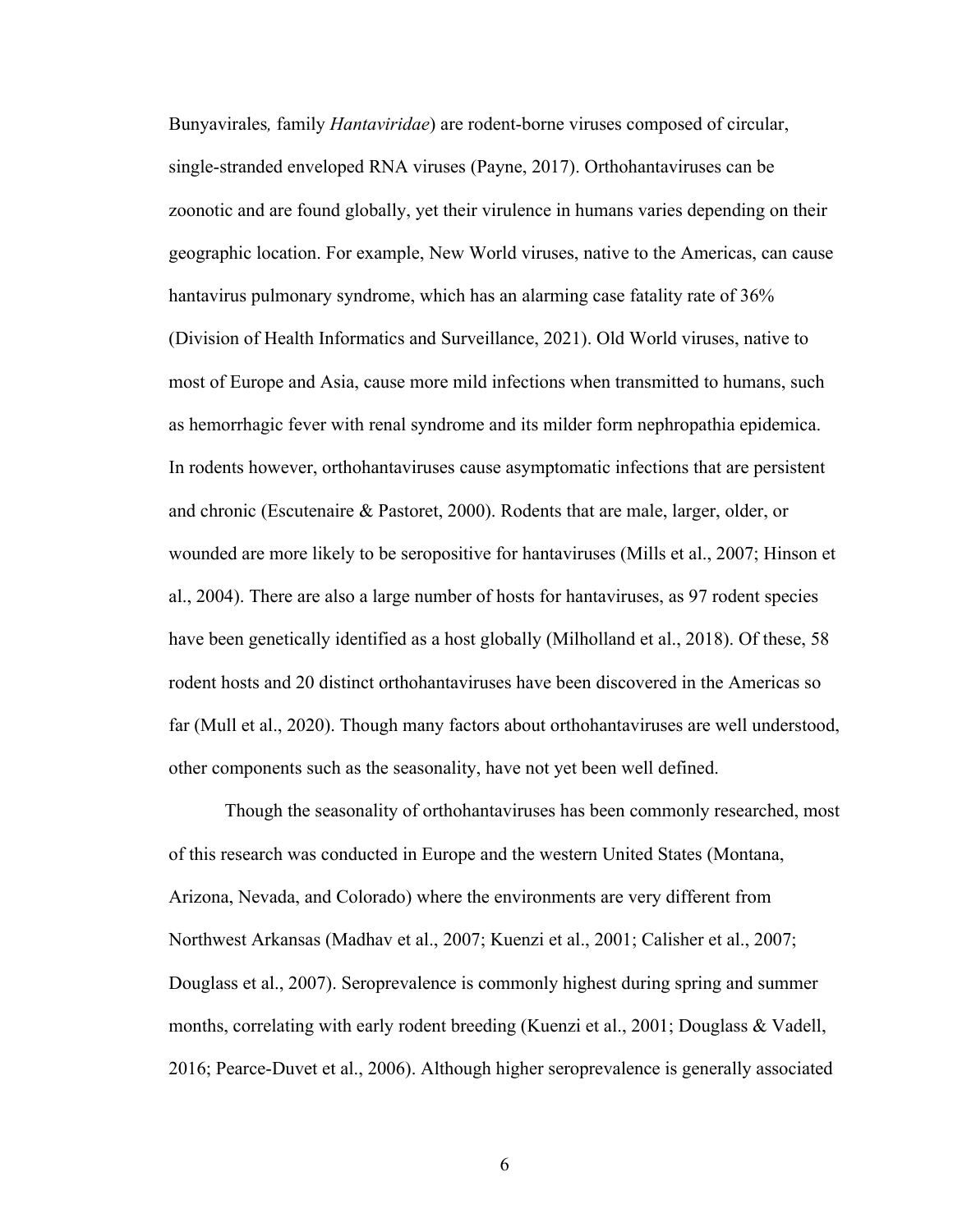Bunyavirales*,* family *Hantaviridae*) are rodent-borne viruses composed of circular, single-stranded enveloped RNA viruses (Payne, 2017). Orthohantaviruses can be zoonotic and are found globally, yet their virulence in humans varies depending on their geographic location. For example, New World viruses, native to the Americas, can cause hantavirus pulmonary syndrome, which has an alarming case fatality rate of 36% (Division of Health Informatics and Surveillance, 2021). Old World viruses, native to most of Europe and Asia, cause more mild infections when transmitted to humans, such as hemorrhagic fever with renal syndrome and its milder form nephropathia epidemica. In rodents however, orthohantaviruses cause asymptomatic infections that are persistent and chronic (Escutenaire & Pastoret, 2000). Rodents that are male, larger, older, or wounded are more likely to be seropositive for hantaviruses (Mills et al., 2007; Hinson et al., 2004). There are also a large number of hosts for hantaviruses, as 97 rodent species have been genetically identified as a host globally (Milholland et al., 2018). Of these, 58 rodent hosts and 20 distinct orthohantaviruses have been discovered in the Americas so far (Mull et al., 2020). Though many factors about orthohantaviruses are well understood, other components such as the seasonality, have not yet been well defined.

Though the seasonality of orthohantaviruses has been commonly researched, most of this research was conducted in Europe and the western United States (Montana, Arizona, Nevada, and Colorado) where the environments are very different from Northwest Arkansas (Madhav et al., 2007; Kuenzi et al., 2001; Calisher et al., 2007; Douglass et al., 2007). Seroprevalence is commonly highest during spring and summer months, correlating with early rodent breeding (Kuenzi et al., 2001; Douglass & Vadell, 2016; Pearce-Duvet et al., 2006). Although higher seroprevalence is generally associated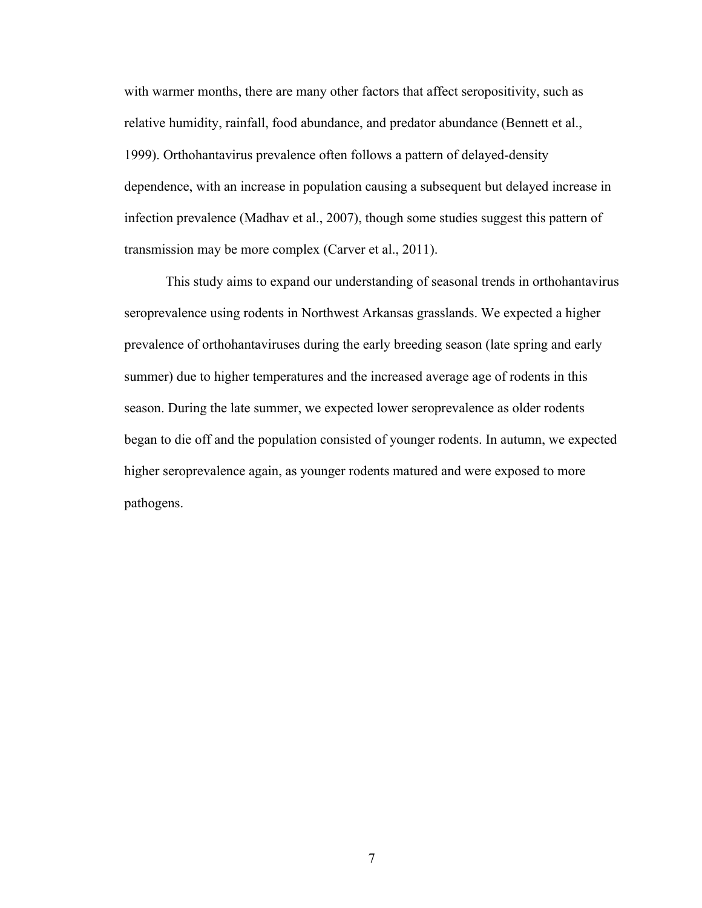with warmer months, there are many other factors that affect seropositivity, such as relative humidity, rainfall, food abundance, and predator abundance (Bennett et al., 1999). Orthohantavirus prevalence often follows a pattern of delayed-density dependence, with an increase in population causing a subsequent but delayed increase in infection prevalence (Madhav et al., 2007), though some studies suggest this pattern of transmission may be more complex (Carver et al., 2011).

This study aims to expand our understanding of seasonal trends in orthohantavirus seroprevalence using rodents in Northwest Arkansas grasslands. We expected a higher prevalence of orthohantaviruses during the early breeding season (late spring and early summer) due to higher temperatures and the increased average age of rodents in this season. During the late summer, we expected lower seroprevalence as older rodents began to die off and the population consisted of younger rodents. In autumn, we expected higher seroprevalence again, as younger rodents matured and were exposed to more pathogens.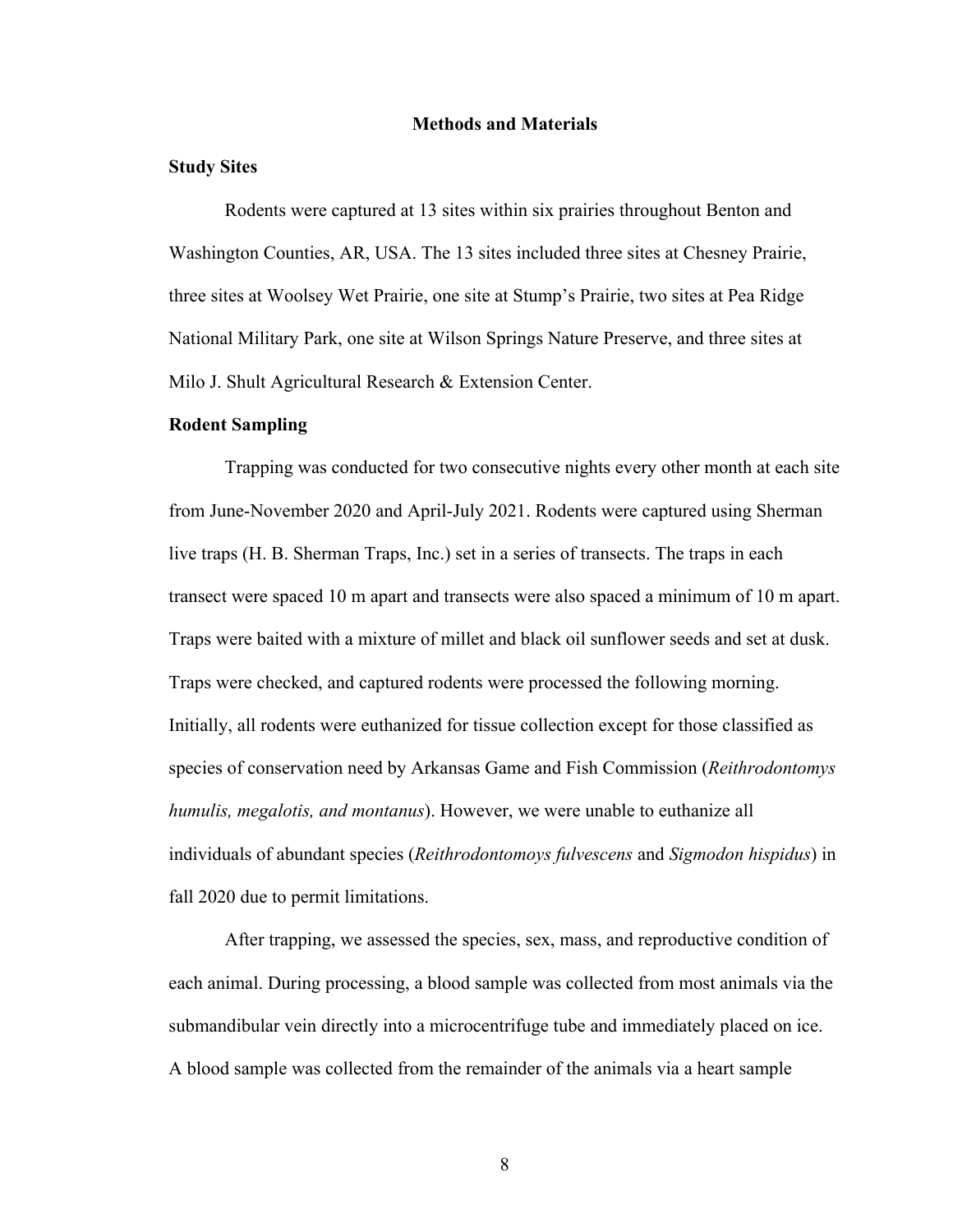## Methods and Materials

### Study Sites

Rodents were captured at 13 sites within six prairies throughout Benton and Washington Counties, AR, USA. The 13 sites included three sites at Chesney Prairie, three sites at Woolsey Wet Prairie, one site at Stump's Prairie, two sites at Pea Ridge National Military Park, one site at Wilson Springs Nature Preserve, and three sites at Milo J. Shult Agricultural Research & Extension Center.

### Rodent Sampling

Trapping was conducted for two consecutive nights every other month at each site from June-November 2020 and April-July 2021. Rodents were captured using Sherman live traps (H. B. Sherman Traps, Inc.) set in a series of transects. The traps in each transect were spaced 10 m apart and transects were also spaced a minimum of 10 m apart. Traps were baited with a mixture of millet and black oil sunflower seeds and set at dusk. Traps were checked, and captured rodents were processed the following morning. Initially, all rodents were euthanized for tissue collection except for those classified as species of conservation need by Arkansas Game and Fish Commission (*Reithrodontomys humulis, megalotis, and montanus*). However, we were unable to euthanize all individuals of abundant species (*Reithrodontomoys fulvescens* and *Sigmodon hispidus*) in fall 2020 due to permit limitations.

After trapping, we assessed the species, sex, mass, and reproductive condition of each animal. During processing, a blood sample was collected from most animals via the submandibular vein directly into a microcentrifuge tube and immediately placed on ice. A blood sample was collected from the remainder of the animals via a heart sample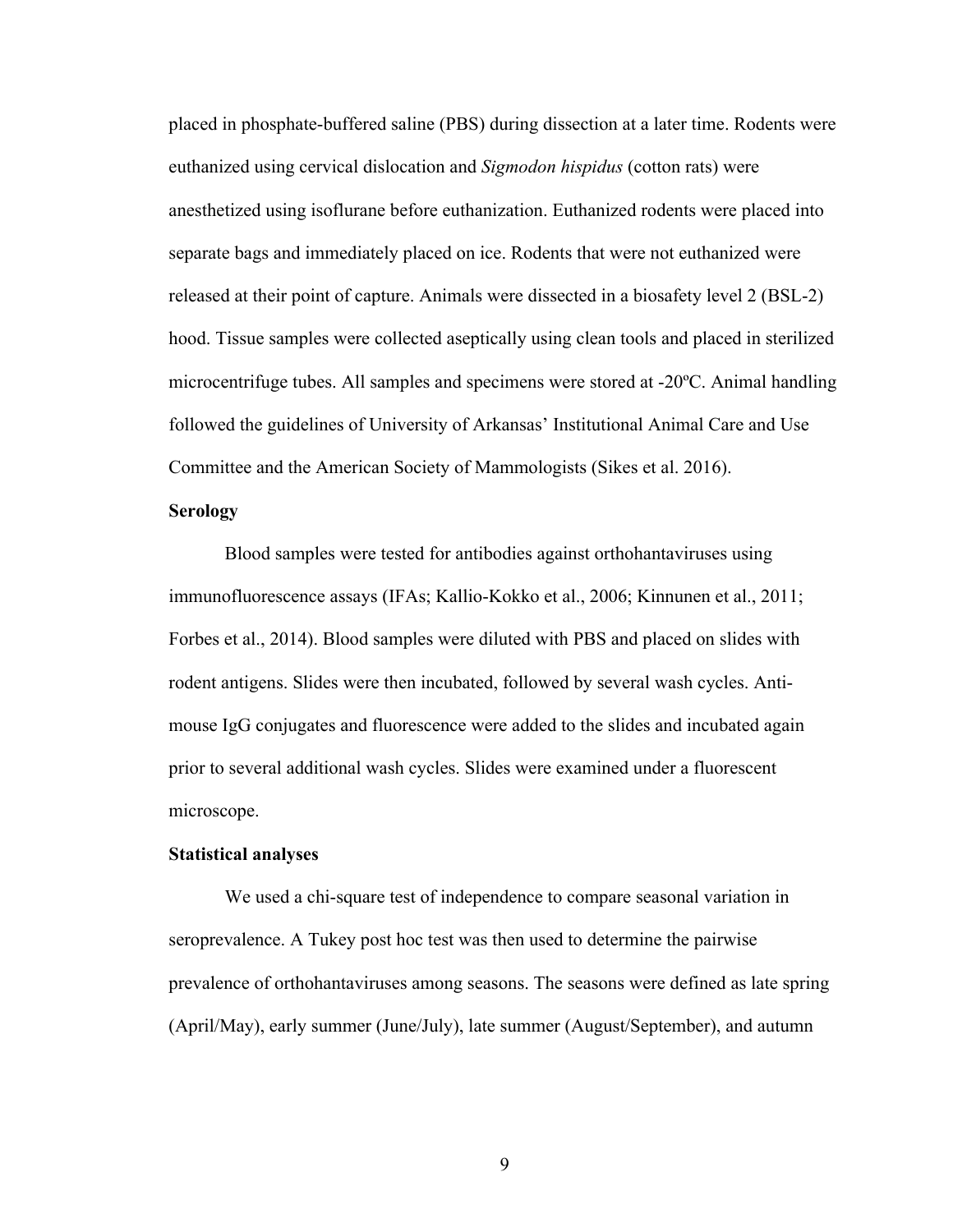placed in phosphate-buffered saline (PBS) during dissection at a later time. Rodents were euthanized using cervical dislocation and *Sigmodon hispidus* (cotton rats) were anesthetized using isoflurane before euthanization. Euthanized rodents were placed into separate bags and immediately placed on ice. Rodents that were not euthanized were released at their point of capture. Animals were dissected in a biosafety level 2 (BSL-2) hood. Tissue samples were collected aseptically using clean tools and placed in sterilized microcentrifuge tubes. All samples and specimens were stored at -20ºC. Animal handling followed the guidelines of University of Arkansas' Institutional Animal Care and Use Committee and the American Society of Mammologists (Sikes et al. 2016).

**Serology**

Blood samples were tested for antibodies against orthohantaviruses using immunofluorescence assays (IFAs; Kallio-Kokko et al., 2006; Kinnunen et al., 2011; Forbes et al., 2014). Blood samples were diluted with PBS and placed on slides with rodent antigens. Slides were then incubated, followed by several wash cycles. Anti-mouse IgG conjugates and fluorescence were added to the slides and incubated again prior to several additional wash cycles. Slides were examined under a fluorescent microscope.

**Statistical analyses**

We used a chi-square test of independence to compare seasonal variation in seroprevalence. A Tukey post hoc test was then used to determine the pairwise prevalence of orthohantaviruses among seasons. The seasons were defined as late spring (April/May), early summer (June/July), late summer (August/September), and autumn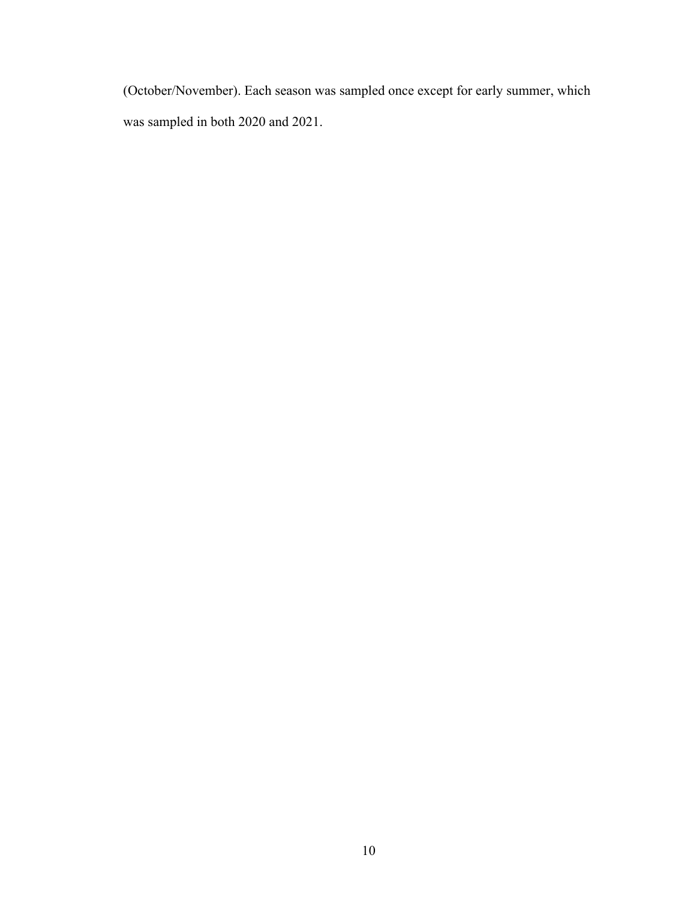(October/November). Each season was sampled once except for early summer, which was sampled in both 2020 and 2021.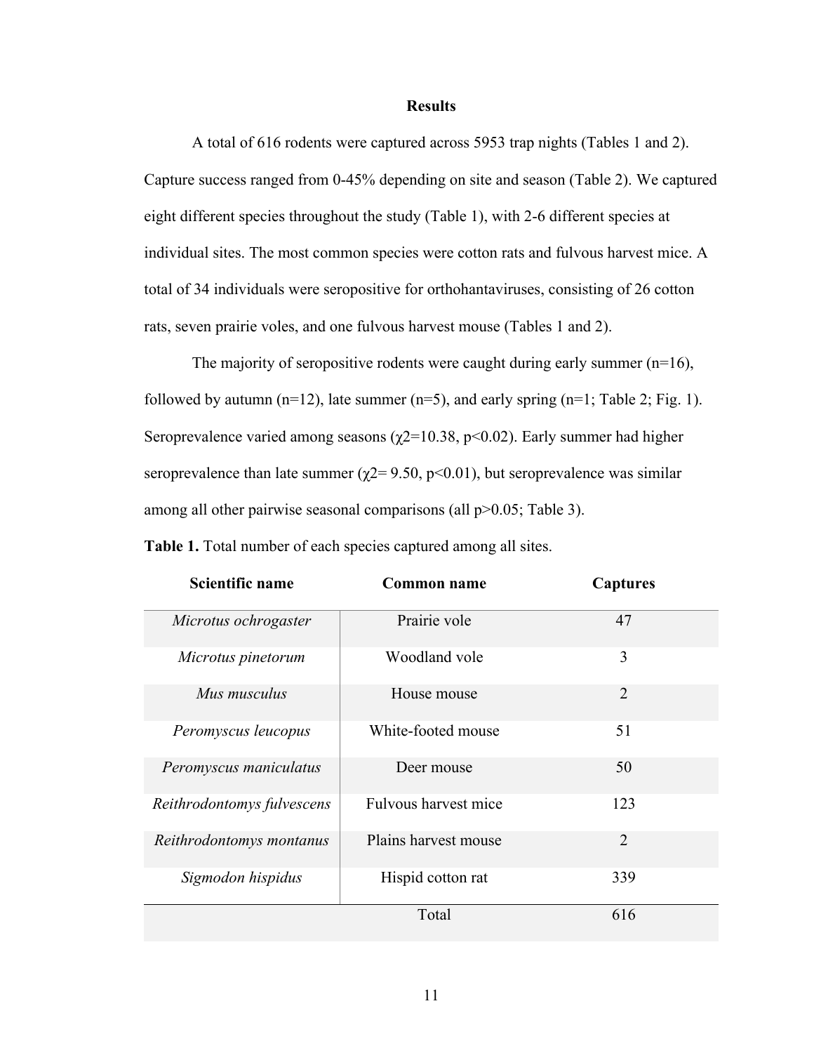## Results

A total of 616 rodents were captured across 5953 trap nights (Tables 1 and 2). Capture success ranged from 0-45% depending on site and season (Table 2). We captured eight different species throughout the study (Table 1), with 2-6 different species at individual sites. The most common species were cotton rats and fulvous harvest mice. A total of 34 individuals were seropositive for orthohantaviruses, consisting of 26 cotton rats, seven prairie voles, and one fulvous harvest mouse (Tables 1 and 2).

The majority of seropositive rodents were caught during early summer (n=16), followed by autumn (n=12), late summer (n=5), and early spring (n=1; Table 2; Fig. 1). Seroprevalence varied among seasons ($\chi2$=10.38, $p<0.02$). Early summer had higher seroprevalence than late summer ($\chi2$= 9.50, $p<0.01$), but seroprevalence was similar among all other pairwise seasonal comparisons (all $p>0.05$; Table 3).

**Table 1.** Total number of each species captured among all sites.

| Scientific name | Common name | Captures |
|---|---|---|
| *Microtus ochrogaster* | Prairie vole | 47 |
| *Microtus pinetorum* | Woodland vole | 3 |
| *Mus musculus* | House mouse | 2 |
| *Peromyscus leucopus* | White-footed mouse | 51 |
| *Peromyscus maniculatus* | Deer mouse | 50 |
| *Reithrodontomys fulvescens* | Fulvous harvest mice | 123 |
| *Reithrodontomys montanus* | Plains harvest mouse | 2 |
| *Sigmodon hispidus* | Hispid cotton rat | 339 |
| | Total | 616 |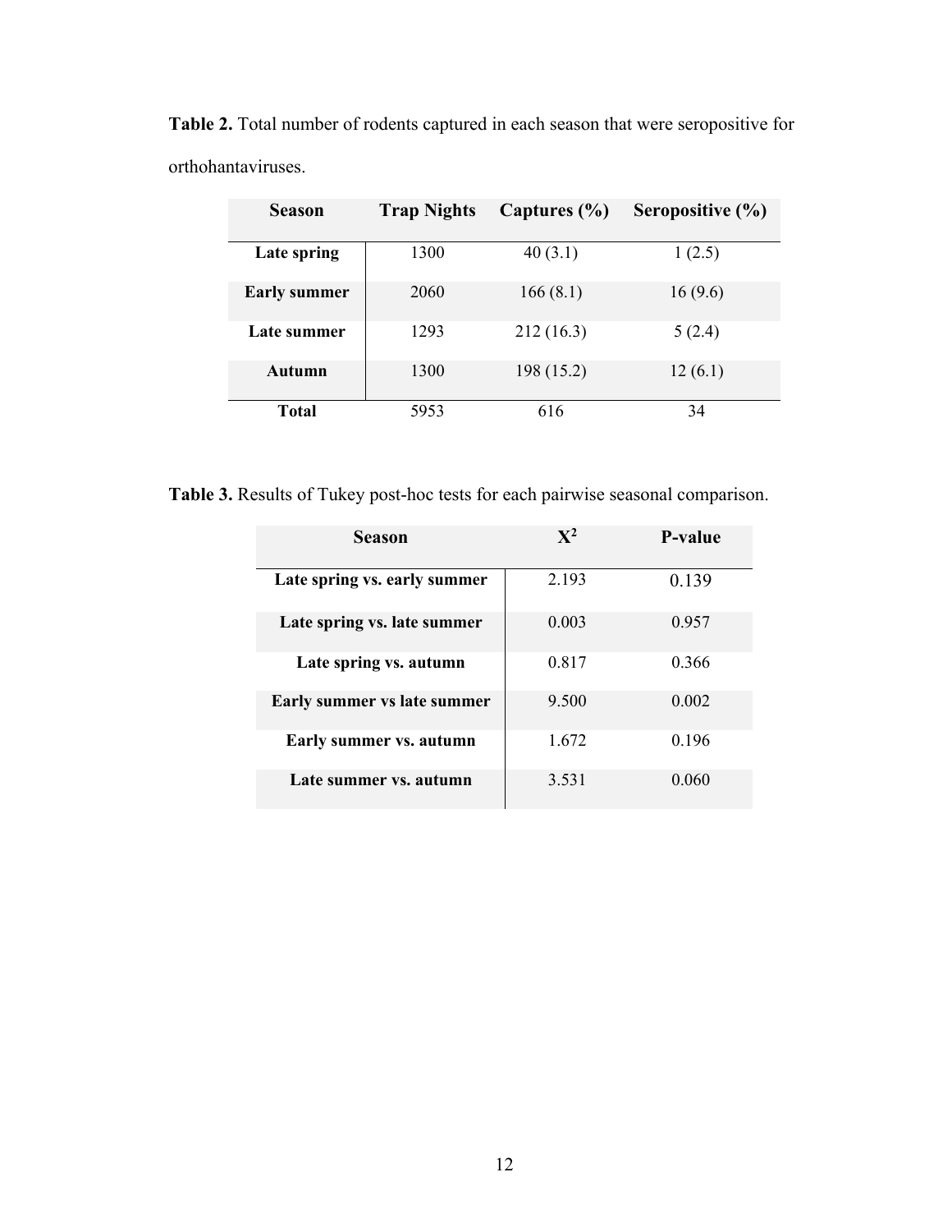**Table 2.** Total number of rodents captured in each season that were seropositive for orthohantaviruses.

| Season | Trap Nights | Captures (%) | Seropositive (%) |
|---|---|---|---|
| **Late spring** | 1300 | 40 (3.1) | 1 (2.5) |
| **Early summer** | 2060 | 166 (8.1) | 16 (9.6) |
| **Late summer** | 1293 | 212 (16.3) | 5 (2.4) |
| **Autumn** | 1300 | 198 (15.2) | 12 (6.1) |
| **Total** | 5953 | 616 | 34 |

**Table 3.** Results of Tukey post-hoc tests for each pairwise seasonal comparison.

| Season | $X^2$ | P-value |
|---|---|---|
| **Late spring vs. early summer** | 2.193 | 0.139 |
| **Late spring vs. late summer** | 0.003 | 0.957 |
| **Late spring vs. autumn** | 0.817 | 0.366 |
| **Early summer vs late summer** | 9.500 | 0.002 |
| **Early summer vs. autumn** | 1.672 | 0.196 |
| **Late summer vs. autumn** | 3.531 | 0.060 |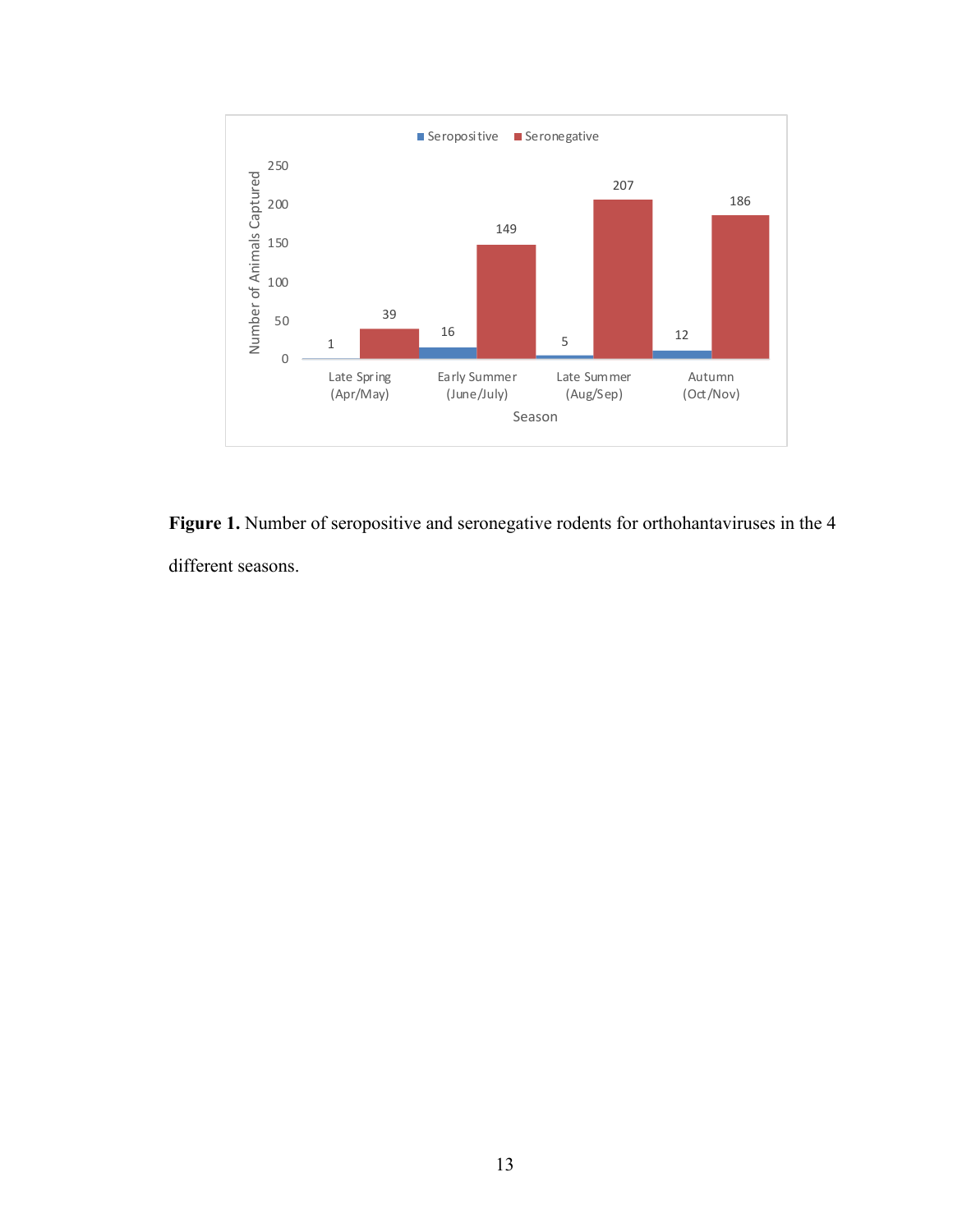**Figure 1.** Number of seropositive and seronegative rodents for orthohantaviruses in the 4 different seasons.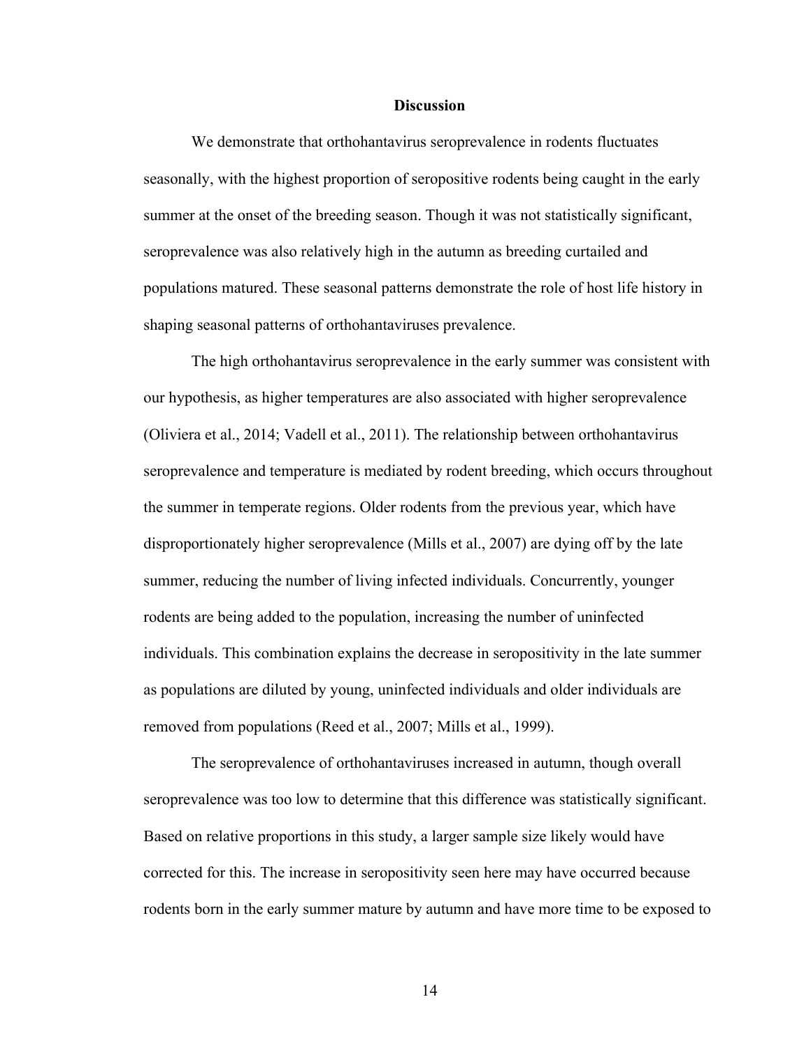# Discussion

We demonstrate that orthohantavirus seroprevalence in rodents fluctuates seasonally, with the highest proportion of seropositive rodents being caught in the early summer at the onset of the breeding season. Though it was not statistically significant, seroprevalence was also relatively high in the autumn as breeding curtailed and populations matured. These seasonal patterns demonstrate the role of host life history in shaping seasonal patterns of orthohantaviruses prevalence.

The high orthohantavirus seroprevalence in the early summer was consistent with our hypothesis, as higher temperatures are also associated with higher seroprevalence (Oliviera et al., 2014; Vadell et al., 2011). The relationship between orthohantavirus seroprevalence and temperature is mediated by rodent breeding, which occurs throughout the summer in temperate regions. Older rodents from the previous year, which have disproportionately higher seroprevalence (Mills et al., 2007) are dying off by the late summer, reducing the number of living infected individuals. Concurrently, younger rodents are being added to the population, increasing the number of uninfected individuals. This combination explains the decrease in seropositivity in the late summer as populations are diluted by young, uninfected individuals and older individuals are removed from populations (Reed et al., 2007; Mills et al., 1999).

The seroprevalence of orthohantaviruses increased in autumn, though overall seroprevalence was too low to determine that this difference was statistically significant. Based on relative proportions in this study, a larger sample size likely would have corrected for this. The increase in seropositivity seen here may have occurred because rodents born in the early summer mature by autumn and have more time to be exposed to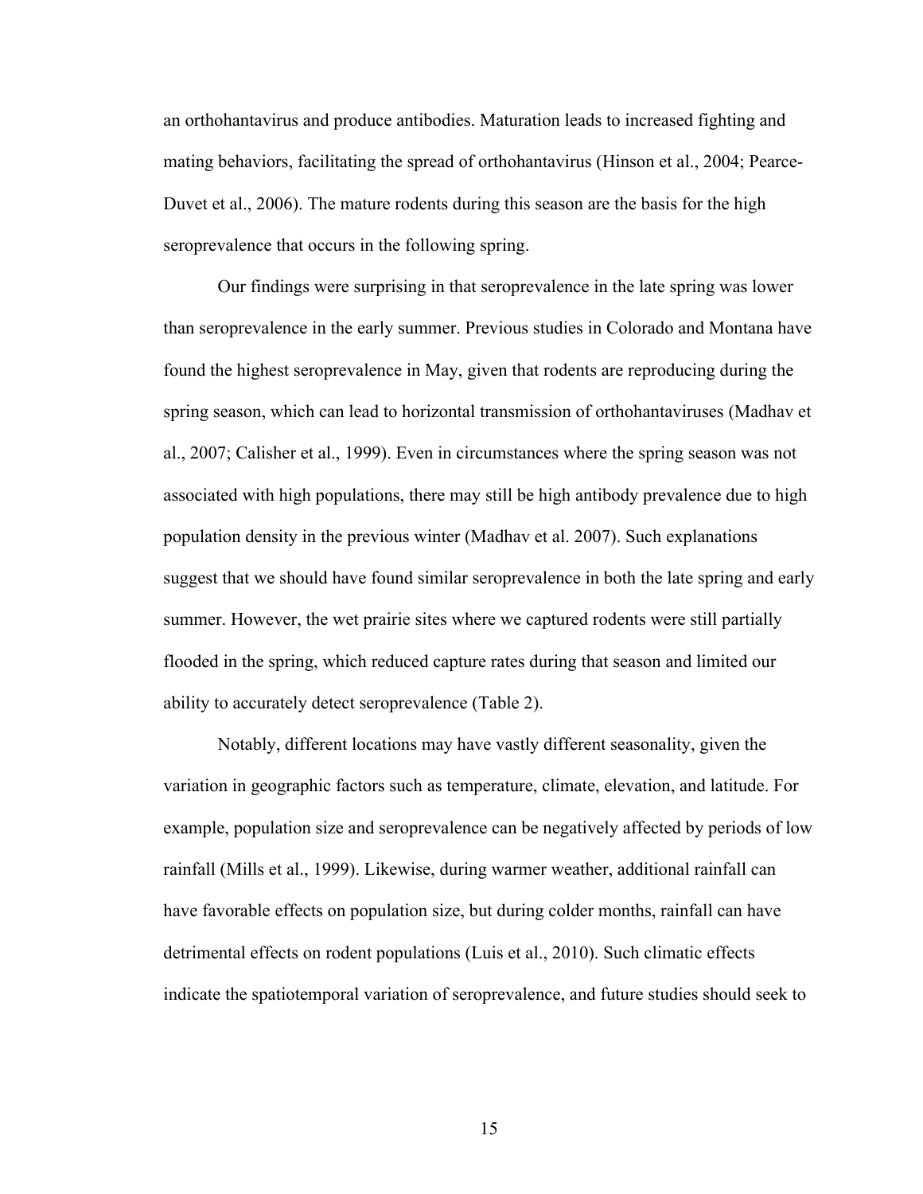an orthohantavirus and produce antibodies. Maturation leads to increased fighting and mating behaviors, facilitating the spread of orthohantavirus (Hinson et al., 2004; Pearce-Duvet et al., 2006). The mature rodents during this season are the basis for the high seroprevalence that occurs in the following spring.

Our findings were surprising in that seroprevalence in the late spring was lower than seroprevalence in the early summer. Previous studies in Colorado and Montana have found the highest seroprevalence in May, given that rodents are reproducing during the spring season, which can lead to horizontal transmission of orthohantaviruses (Madhav et al., 2007; Calisher et al., 1999). Even in circumstances where the spring season was not associated with high populations, there may still be high antibody prevalence due to high population density in the previous winter (Madhav et al. 2007). Such explanations suggest that we should have found similar seroprevalence in both the late spring and early summer. However, the wet prairie sites where we captured rodents were still partially flooded in the spring, which reduced capture rates during that season and limited our ability to accurately detect seroprevalence (Table 2).

Notably, different locations may have vastly different seasonality, given the variation in geographic factors such as temperature, climate, elevation, and latitude. For example, population size and seroprevalence can be negatively affected by periods of low rainfall (Mills et al., 1999). Likewise, during warmer weather, additional rainfall can have favorable effects on population size, but during colder months, rainfall can have detrimental effects on rodent populations (Luis et al., 2010). Such climatic effects indicate the spatiotemporal variation of seroprevalence, and future studies should seek to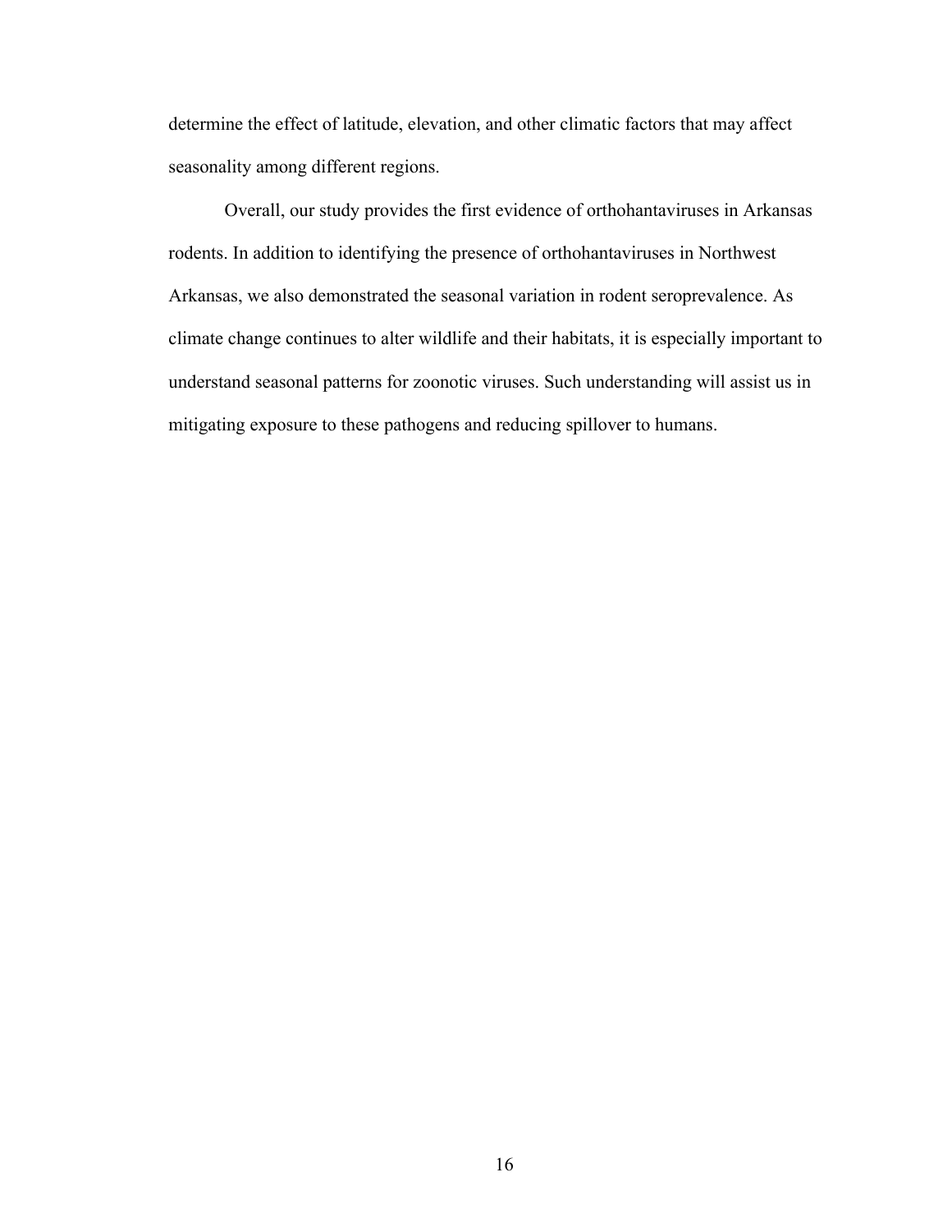determine the effect of latitude, elevation, and other climatic factors that may affect seasonality among different regions.

Overall, our study provides the first evidence of orthohantaviruses in Arkansas rodents. In addition to identifying the presence of orthohantaviruses in Northwest Arkansas, we also demonstrated the seasonal variation in rodent seroprevalence. As climate change continues to alter wildlife and their habitats, it is especially important to understand seasonal patterns for zoonotic viruses. Such understanding will assist us in mitigating exposure to these pathogens and reducing spillover to humans.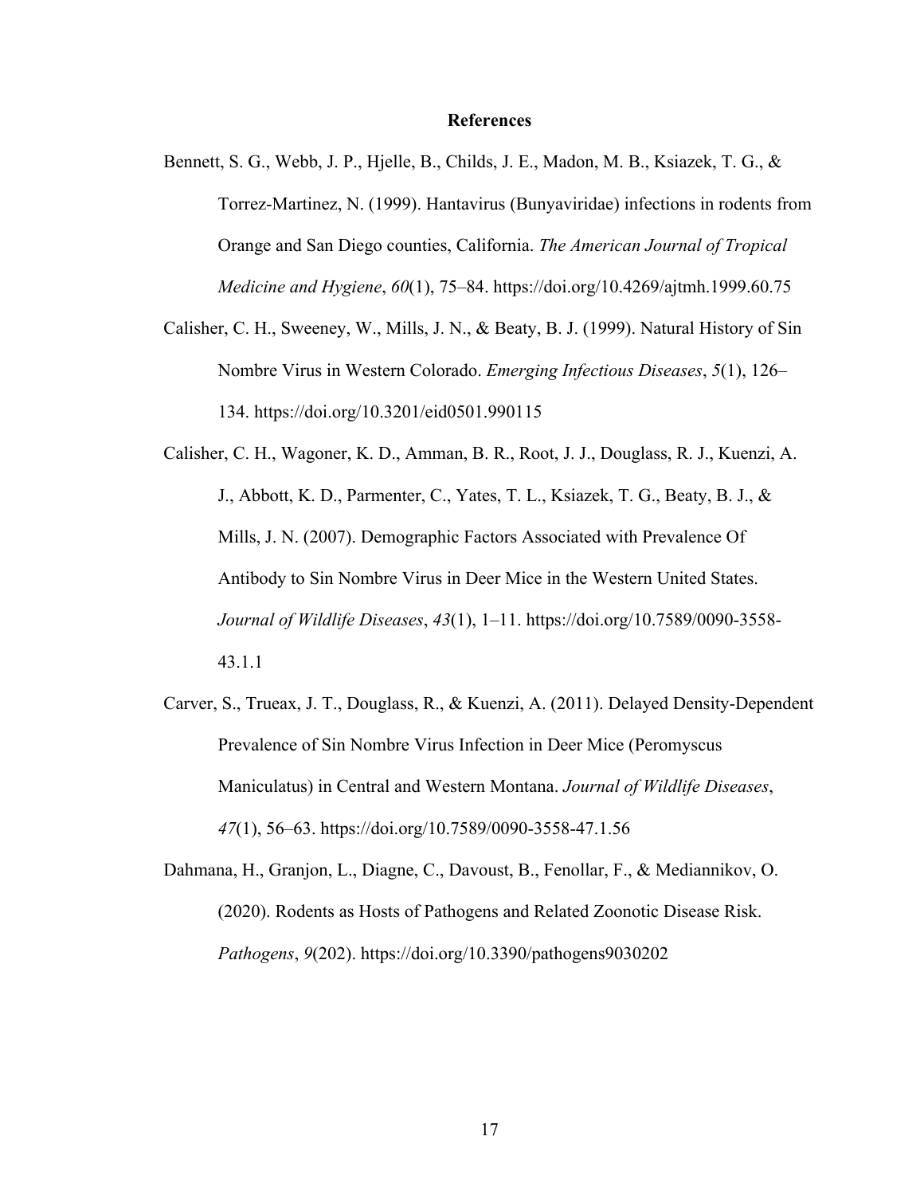# References

Bennett, S. G., Webb, J. P., Hjelle, B., Childs, J. E., Madon, M. B., Ksiazek, T. G., & Torrez-Martinez, N. (1999). Hantavirus (Bunyaviridae) infections in rodents from Orange and San Diego counties, California. *The American Journal of Tropical Medicine and Hygiene*, *60*(1), 75–84. https://doi.org/10.4269/ajtmh.1999.60.75

Calisher, C. H., Sweeney, W., Mills, J. N., & Beaty, B. J. (1999). Natural History of Sin Nombre Virus in Western Colorado. *Emerging Infectious Diseases*, *5*(1), 126–134. https://doi.org/10.3201/eid0501.990115

Calisher, C. H., Wagoner, K. D., Amman, B. R., Root, J. J., Douglass, R. J., Kuenzi, A. J., Abbott, K. D., Parmenter, C., Yates, T. L., Ksiazek, T. G., Beaty, B. J., & Mills, J. N. (2007). Demographic Factors Associated with Prevalence Of Antibody to Sin Nombre Virus in Deer Mice in the Western United States. *Journal of Wildlife Diseases*, *43*(1), 1–11. https://doi.org/10.7589/0090-3558-43.1.1

Carver, S., Trueax, J. T., Douglass, R., & Kuenzi, A. (2011). Delayed Density-Dependent Prevalence of Sin Nombre Virus Infection in Deer Mice (Peromyscus Maniculatus) in Central and Western Montana. *Journal of Wildlife Diseases*, *47*(1), 56–63. https://doi.org/10.7589/0090-3558-47.1.56

Dahmana, H., Granjon, L., Diagne, C., Davoust, B., Fenollar, F., & Mediannikov, O. (2020). Rodents as Hosts of Pathogens and Related Zoonotic Disease Risk. *Pathogens*, *9*(202). https://doi.org/10.3390/pathogens9030202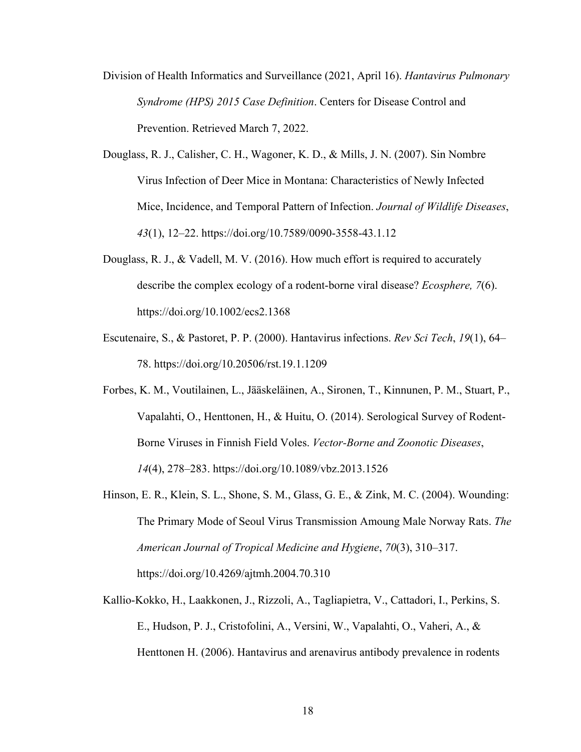Division of Health Informatics and Surveillance (2021, April 16). *Hantavirus Pulmonary Syndrome (HPS) 2015 Case Definition*. Centers for Disease Control and Prevention. Retrieved March 7, 2022.

Douglass, R. J., Calisher, C. H., Wagoner, K. D., & Mills, J. N. (2007). Sin Nombre Virus Infection of Deer Mice in Montana: Characteristics of Newly Infected Mice, Incidence, and Temporal Pattern of Infection. *Journal of Wildlife Diseases*, *43*(1), 12–22. https://doi.org/10.7589/0090-3558-43.1.12

Douglass, R. J., & Vadell, M. V. (2016). How much effort is required to accurately describe the complex ecology of a rodent-borne viral disease? *Ecosphere, 7*(6). https://doi.org/10.1002/ecs2.1368

Escutenaire, S., & Pastoret, P. P. (2000). Hantavirus infections. *Rev Sci Tech*, *19*(1), 64–78. https://doi.org/10.20506/rst.19.1.1209

Forbes, K. M., Voutilainen, L., Jääskeläinen, A., Sironen, T., Kinnunen, P. M., Stuart, P., Vapalahti, O., Henttonen, H., & Huitu, O. (2014). Serological Survey of Rodent-Borne Viruses in Finnish Field Voles. *Vector-Borne and Zoonotic Diseases*, *14*(4), 278–283. https://doi.org/10.1089/vbz.2013.1526

Hinson, E. R., Klein, S. L., Shone, S. M., Glass, G. E., & Zink, M. C. (2004). Wounding: The Primary Mode of Seoul Virus Transmission Amoung Male Norway Rats. *The American Journal of Tropical Medicine and Hygiene*, *70*(3), 310–317. https://doi.org/10.4269/ajtmh.2004.70.310

Kallio-Kokko, H., Laakkonen, J., Rizzoli, A., Tagliapietra, V., Cattadori, I., Perkins, S. E., Hudson, P. J., Cristofolini, A., Versini, W., Vapalahti, O., Vaheri, A., & Henttonen H. (2006). Hantavirus and arenavirus antibody prevalence in rodents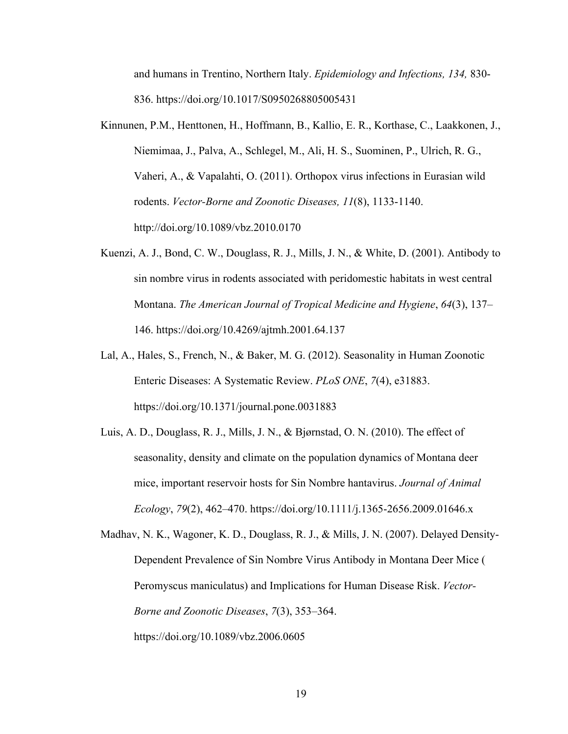and humans in Trentino, Northern Italy. *Epidemiology and Infections, 134,* 830-836. https://doi.org/10.1017/S0950268805005431

Kinnunen, P.M., Henttonen, H., Hoffmann, B., Kallio, E. R., Korthase, C., Laakkonen, J., Niemimaa, J., Palva, A., Schlegel, M., Ali, H. S., Suominen, P., Ulrich, R. G., Vaheri, A., & Vapalahti, O. (2011). Orthopox virus infections in Eurasian wild rodents. *Vector-Borne and Zoonotic Diseases, 11*(8), 1133-1140. http://doi.org/10.1089/vbz.2010.0170

Kuenzi, A. J., Bond, C. W., Douglass, R. J., Mills, J. N., & White, D. (2001). Antibody to sin nombre virus in rodents associated with peridomestic habitats in west central Montana. *The American Journal of Tropical Medicine and Hygiene*, *64*(3), 137–146. https://doi.org/10.4269/ajtmh.2001.64.137

Lal, A., Hales, S., French, N., & Baker, M. G. (2012). Seasonality in Human Zoonotic Enteric Diseases: A Systematic Review. *PLoS ONE*, *7*(4), e31883. https://doi.org/10.1371/journal.pone.0031883

Luis, A. D., Douglass, R. J., Mills, J. N., & Bjørnstad, O. N. (2010). The effect of seasonality, density and climate on the population dynamics of Montana deer mice, important reservoir hosts for Sin Nombre hantavirus. *Journal of Animal Ecology*, *79*(2), 462–470. https://doi.org/10.1111/j.1365-2656.2009.01646.x

Madhav, N. K., Wagoner, K. D., Douglass, R. J., & Mills, J. N. (2007). Delayed Density-Dependent Prevalence of Sin Nombre Virus Antibody in Montana Deer Mice ( Peromyscus maniculatus) and Implications for Human Disease Risk. *Vector-Borne and Zoonotic Diseases*, *7*(3), 353–364. https://doi.org/10.1089/vbz.2006.0605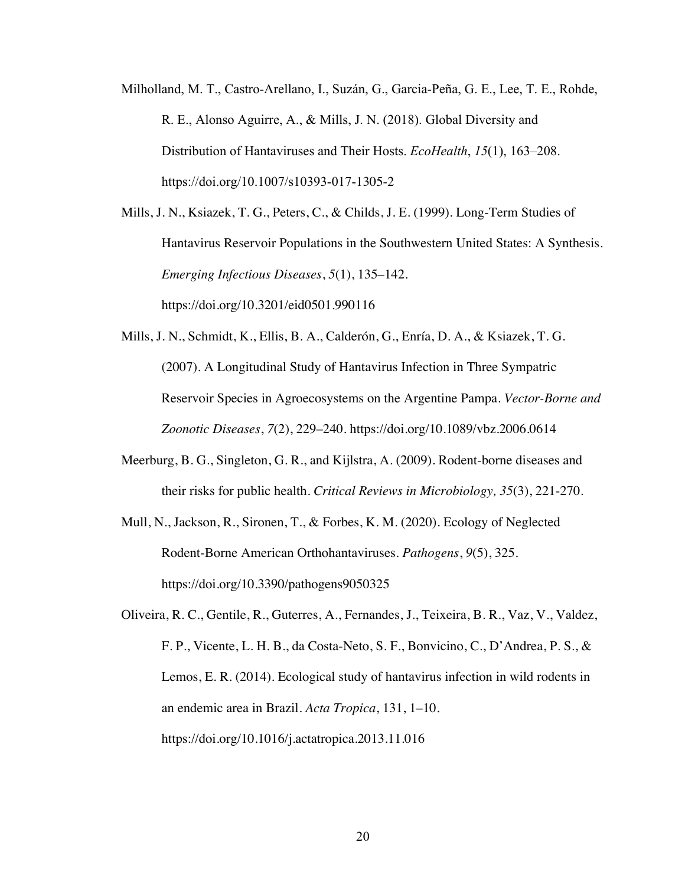Milholland, M. T., Castro-Arellano, I., Suzán, G., Garcia-Peña, G. E., Lee, T. E., Rohde, R. E., Alonso Aguirre, A., & Mills, J. N. (2018). Global Diversity and Distribution of Hantaviruses and Their Hosts. *EcoHealth*, *15*(1), 163–208. https://doi.org/10.1007/s10393-017-1305-2

Mills, J. N., Ksiazek, T. G., Peters, C., & Childs, J. E. (1999). Long-Term Studies of Hantavirus Reservoir Populations in the Southwestern United States: A Synthesis. *Emerging Infectious Diseases*, *5*(1), 135–142. https://doi.org/10.3201/eid0501.990116

Mills, J. N., Schmidt, K., Ellis, B. A., Calderón, G., Enría, D. A., & Ksiazek, T. G. (2007). A Longitudinal Study of Hantavirus Infection in Three Sympatric Reservoir Species in Agroecosystems on the Argentine Pampa. *Vector-Borne and Zoonotic Diseases*, *7*(2), 229–240. https://doi.org/10.1089/vbz.2006.0614

Meerburg, B. G., Singleton, G. R., and Kijlstra, A. (2009). Rodent-borne diseases and their risks for public health. *Critical Reviews in Microbiology, 35*(3), 221-270.

Mull, N., Jackson, R., Sironen, T., & Forbes, K. M. (2020). Ecology of Neglected Rodent-Borne American Orthohantaviruses. *Pathogens*, *9*(5), 325. https://doi.org/10.3390/pathogens9050325

Oliveira, R. C., Gentile, R., Guterres, A., Fernandes, J., Teixeira, B. R., Vaz, V., Valdez, F. P., Vicente, L. H. B., da Costa-Neto, S. F., Bonvicino, C., D'Andrea, P. S., & Lemos, E. R. (2014). Ecological study of hantavirus infection in wild rodents in an endemic area in Brazil. *Acta Tropica*, 131, 1–10. https://doi.org/10.1016/j.actatropica.2013.11.016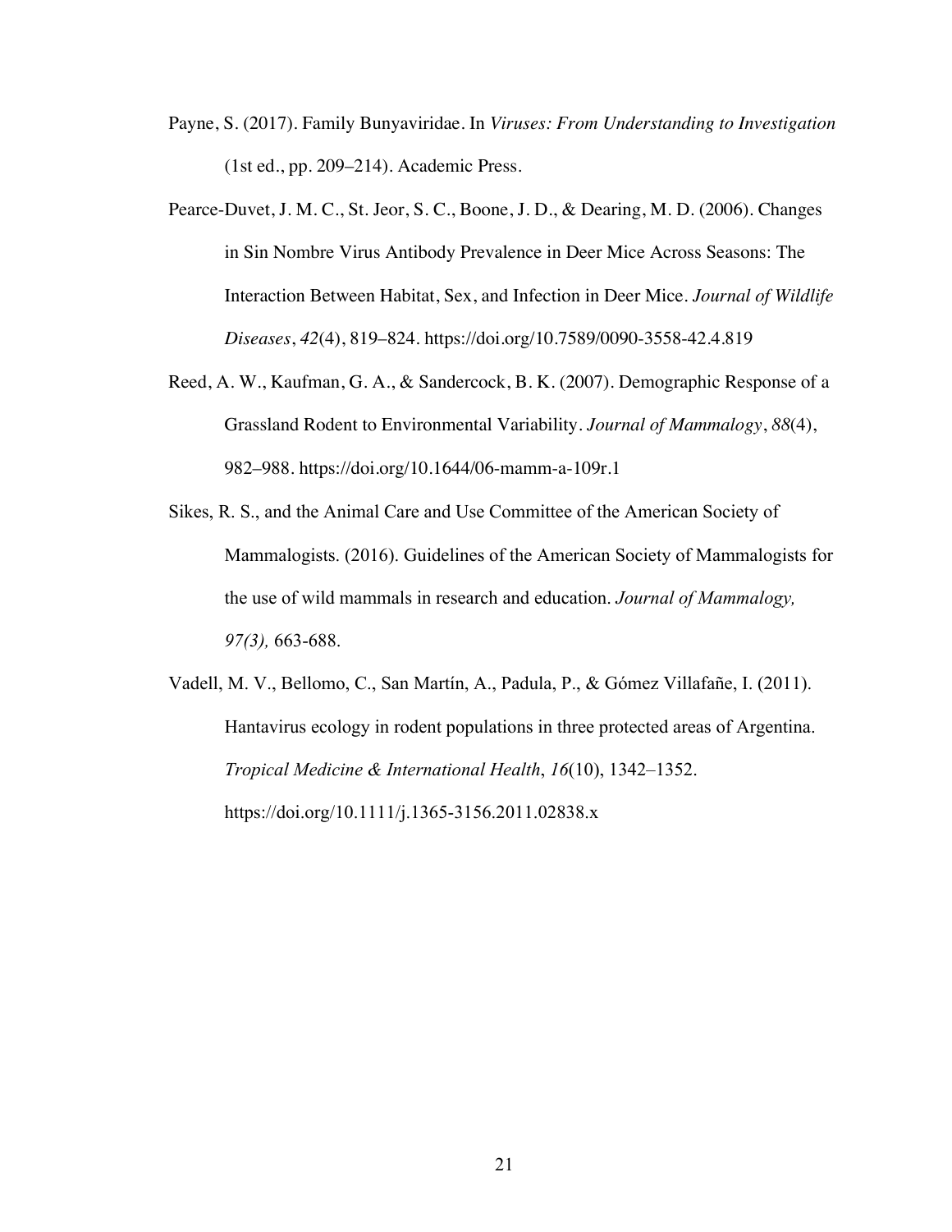Payne, S. (2017). Family Bunyaviridae. In *Viruses: From Understanding to Investigation* (1st ed., pp. 209–214). Academic Press.

Pearce-Duvet, J. M. C., St. Jeor, S. C., Boone, J. D., & Dearing, M. D. (2006). Changes in Sin Nombre Virus Antibody Prevalence in Deer Mice Across Seasons: The Interaction Between Habitat, Sex, and Infection in Deer Mice. *Journal of Wildlife Diseases*, *42*(4), 819–824. https://doi.org/10.7589/0090-3558-42.4.819

Reed, A. W., Kaufman, G. A., & Sandercock, B. K. (2007). Demographic Response of a Grassland Rodent to Environmental Variability. *Journal of Mammalogy*, *88*(4), 982–988. https://doi.org/10.1644/06-mamm-a-109r.1

Sikes, R. S., and the Animal Care and Use Committee of the American Society of Mammalogists. (2016). Guidelines of the American Society of Mammalogists for the use of wild mammals in research and education. *Journal of Mammalogy, 97(3),* 663-688.

Vadell, M. V., Bellomo, C., San Martín, A., Padula, P., & Gómez Villafañe, I. (2011). Hantavirus ecology in rodent populations in three protected areas of Argentina. *Tropical Medicine & International Health*, *16*(10), 1342–1352. https://doi.org/10.1111/j.1365-3156.2011.02838.x